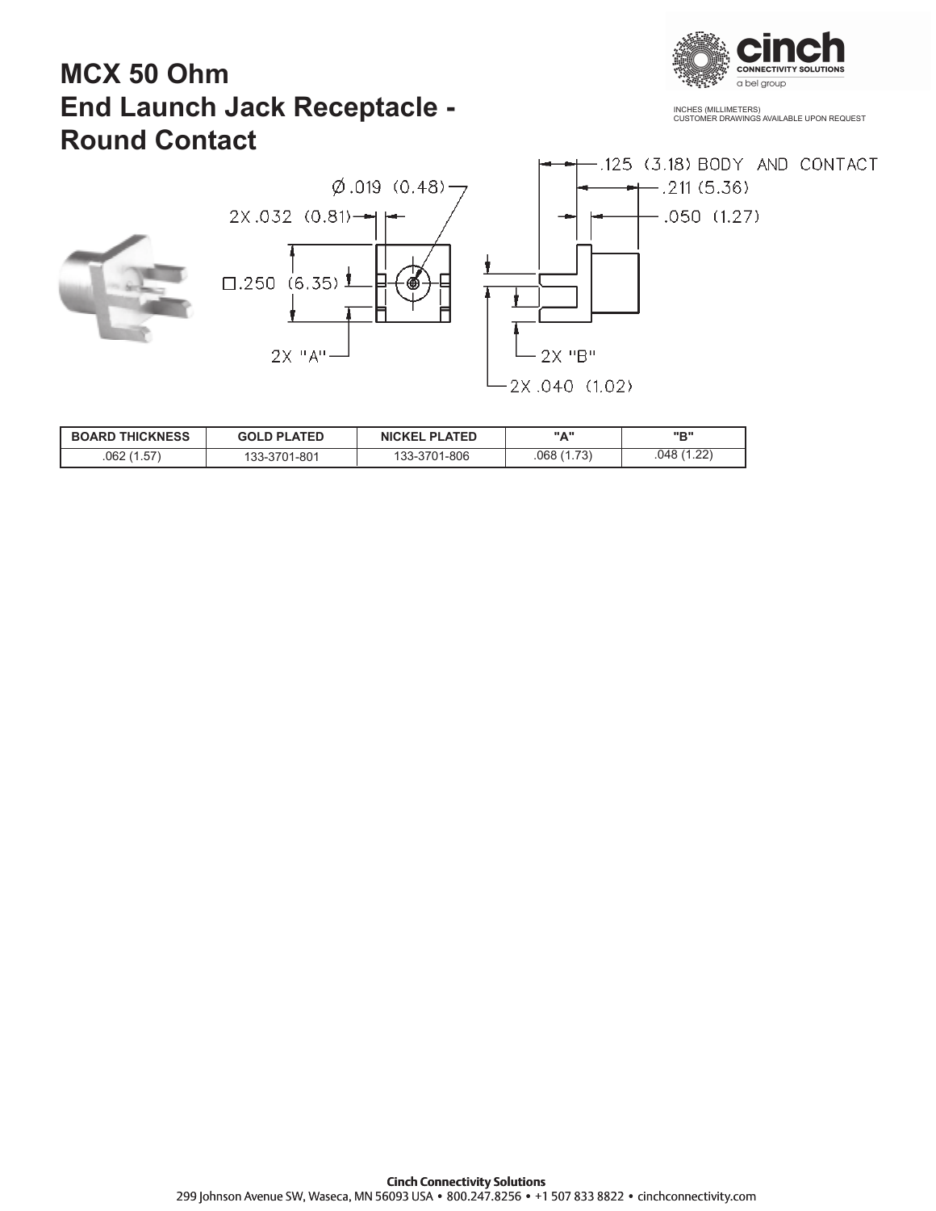# MCX 50 Ohm
# End Launch Jack Receptacle - Round Contact

INCHES (MILLIMETERS)
CUSTOMER DRAWINGS AVAILABLE UPON REQUEST

Ø.019 (0.48)

2X .032 (0.81)

□.250 (6.35)

2X "A"

.125 (3.18) BODY AND CONTACT

.211 (5.36)

.050 (1.27)

2X "B"

2X .040 (1.02)

| BOARD THICKNESS | GOLD PLATED | NICKEL PLATED | "A" | "B" |
|---|---|---|---|---|
| .062 (1.57) | 133-3701-801 | 133-3701-806 | .068 (1.73) | .048 (1.22) |

**Cinch Connectivity Solutions**
299 Johnson Avenue SW, Waseca, MN 56093 USA • 800.247.8256 • +1 507 833 8822 • cinchconnectivity.com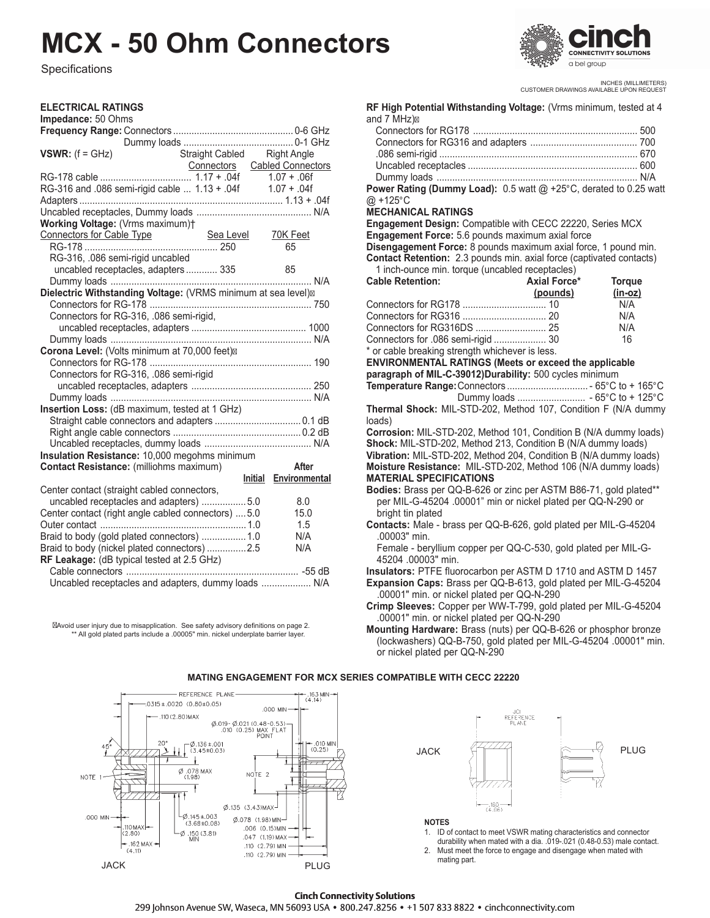# MCX - 50 Ohm Connectors

Specifications

INCHES (MILLIMETERS)
CUSTOMER DRAWINGS AVAILABLE UPON REQUEST

## ELECTRICAL RATINGS

**Impedance:** 50 Ohms

**Frequency Range:** Connectors ............................................. 0-6 GHz
Dummy loads ......................................... 0-1 GHz

| **VSWR:** (f = GHz) | Straight Cabled Connectors | Right Angle Cabled Connectors |
|---|---|---|
| RG-178 cable | 1.17 + .04f | 1.07 + .06f |
| RG-316 and .086 semi-rigid cable | 1.13 + .04f | 1.07 + .04f |
| Adapters | 1.13 + .04f | |
| Uncabled receptacles, Dummy loads | N/A | |

**Working Voltage:** (Vrms maximum)†

| Connectors for Cable Type | Sea Level | 70K Feet |
|---|---|---|
| RG-178 | 250 | 65 |
| RG-316, .086 semi-rigid uncabled uncabled receptacles, adapters | 335 | 85 |
| Dummy loads | N/A | |

**Dielectric Withstanding Voltage:** (VRMS minimum at sea level)
- Connectors for RG-178 ............................................. 750
- Connectors for RG-316, .086 semi-rigid, uncabled receptacles, adapters ........................................... 1000
- Dummy loads ........................................................................... N/A

**Corona Level:** (Volts minimum at 70,000 feet)
- Connectors for RG-178 ............................................................ 190
- Connectors for RG-316, .086 semi-rigid uncabled receptacles, adapters ............................................. 250
- Dummy loads ........................................................................... N/A

**Insertion Loss:** (dB maximum, tested at 1 GHz)
- Straight cable connectors and adapters ................................ 0.1 dB
- Right angle cable connectors ................................................ 0.2 dB
- Uncabled receptacles, dummy loads ........................................ N/A

**Insulation Resistance:** 10,000 megohms minimum

| **Contact Resistance:** (milliohms maximum) | Initial | After Environmental |
|---|---|---|
| Center contact (straight cabled connectors, uncabled receptacles and adapters) | 5.0 | 8.0 |
| Center contact (right angle cabled connectors) | 5.0 | 15.0 |
| Outer contact | 1.0 | 1.5 |
| Braid to body (gold plated connectors) | 1.0 | N/A |
| Braid to body (nickel plated connectors) | 2.5 | N/A |

**RF Leakage:** (dB typical tested at 2.5 GHz)
- Cable connectors ................................................................ -55 dB
- Uncabled receptacles and adapters, dummy loads .................. N/A

Avoid user injury due to misapplication. See safety advisory definitions on page 2.
** All gold plated parts include a .00005" min. nickel underplate barrier layer.

**RF High Potential Withstanding Voltage:** (Vrms minimum, tested at 4 and 7 MHz)
- Connectors for RG178 ............................................................... 500
- Connectors for RG316 and adapters ......................................... 700
- .086 semi-rigid ........................................................................... 670
- Uncabled receptacles ................................................................ 600
- Dummy loads ............................................................................. N/A

**Power Rating (Dummy Load):** 0.5 watt @ +25°C, derated to 0.25 watt @ +125°C

## MECHANICAL RATINGS

**Engagement Design:** Compatible with CECC 22220, Series MCX

**Engagement Force:** 5.6 pounds maximum axial force

**Disengagement Force:** 8 pounds maximum axial force, 1 pound min.

**Contact Retention:** 2.3 pounds min. axial force (captivated contacts) 1 inch-ounce min. torque (uncabled receptacles)

| **Cable Retention:** | Axial Force* (pounds) | Torque (in-oz) |
|---|---|---|
| Connectors for RG178 | 10 | N/A |
| Connectors for RG316 | 20 | N/A |
| Connectors for RG316DS | 25 | N/A |
| Connectors for .086 semi-rigid | 30 | 16 |

* or cable breaking strength whichever is less.

**ENVIRONMENTAL RATINGS (Meets or exceed the applicable paragraph of MIL-C-39012)Durability:** 500 cycles minimum

**Temperature Range:** Connectors .............................. - 65°C to + 165°C
Dummy loads .......................... - 65°C to + 125°C

**Thermal Shock:** MIL-STD-202, Method 107, Condition F (N/A dummy loads)

**Corrosion:** MIL-STD-202, Method 101, Condition B (N/A dummy loads)

**Shock:** MIL-STD-202, Method 213, Condition B (N/A dummy loads)

**Vibration:** MIL-STD-202, Method 204, Condition B (N/A dummy loads)

**Moisture Resistance:** MIL-STD-202, Method 106 (N/A dummy loads)

## MATERIAL SPECIFICATIONS

**Bodies:** Brass per QQ-B-626 or zinc per ASTM B86-71, gold plated** per MIL-G-45204 .00001" min or nickel plated per QQ-N-290 or bright tin plated

**Contacts:** Male - brass per QQ-B-626, gold plated per MIL-G-45204 .00003" min.
Female - beryllium copper per QQ-C-530, gold plated per MIL-G-45204 .00003" min.

**Insulators:** PTFE fluorocarbon per ASTM D 1710 and ASTM D 1457

**Expansion Caps:** Brass per QQ-B-613, gold plated per MIL-G-45204 .00001" min. or nickel plated per QQ-N-290

**Crimp Sleeves:** Copper per WW-T-799, gold plated per MIL-G-45204 .00001" min. or nickel plated per QQ-N-290

**Mounting Hardware:** Brass (nuts) per QQ-B-626 or phosphor bronze (lockwashers) QQ-B-750, gold plated per MIL-G-45204 .00001" min. or nickel plated per QQ-N-290

## MATING ENGAGEMENT FOR MCX SERIES COMPATIBLE WITH CECC 22220

REFERENCE PLANE
.0315 ± .0020 (0.80±0.05)
.110 (2.80) MAX
45°
20°
Ø .136 ± .001 (3.45±0.03)
Ø .078 MAX (1.98)
NOTE 1
.000 MIN
.110 MAX (2.80)
.162 MAX (4.11)
Ø .145 ± .003 (3.68±0.08)
Ø .150 (3.81) MIN
JACK

.163 MIN (4.14)
.000 MIN
Ø .019 - Ø .021 (0.48-0.53)
.010 (0.25) MAX FLAT POINT
.010 MIN (0.25)
NOTE 2
Ø .135 (3.43) MAX
Ø .078 (1.98) MIN
.006 (0.15) MIN
.047 (1.19) MAX
.110 (2.79) MIN
.110 (2.79) MIN
PLUG

JACK
JCI REFERENCE PLANE
PLUG
.160 (4.06)

**NOTES**

1. ID of contact to meet VSWR mating characteristics and connector durability when mated with a dia. .019-.021 (0.48-0.53) male contact.
2. Must meet the force to engage and disengage when mated with mating part.

**Cinch Connectivity Solutions**
299 Johnson Avenue SW, Waseca, MN 56093 USA • 800.247.8256 • +1 507 833 8822 • cinchconnectivity.com